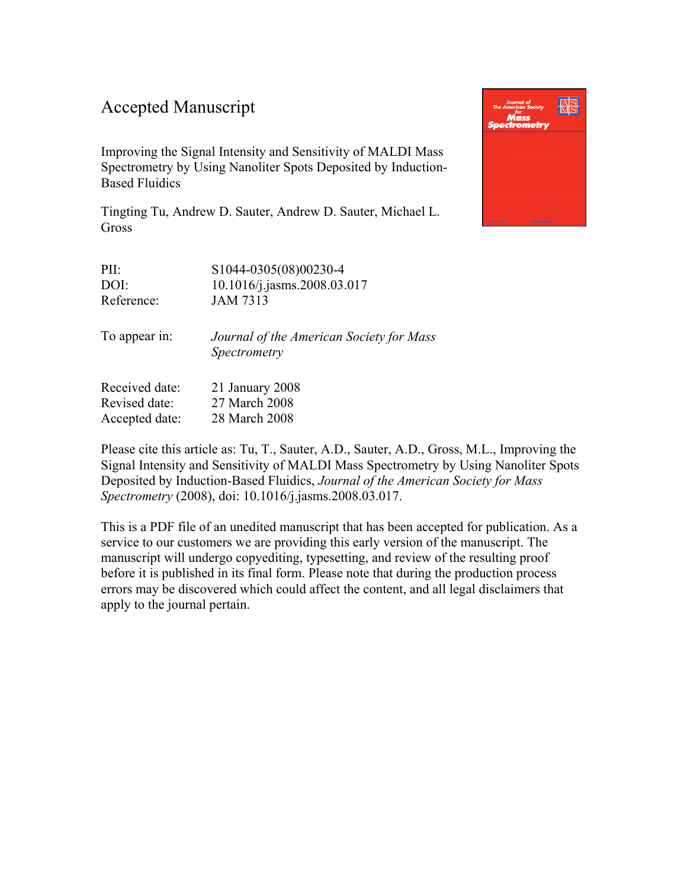# Accepted Manuscript

Improving the Signal Intensity and Sensitivity of MALDI Mass Spectrometry by Using Nanoliter Spots Deposited by Induction-Based Fluidics

Tingting Tu, Andrew D. Sauter, Andrew D. Sauter, Michael L. Gross

| | |
|---|---|
| PII: | S1044-0305(08)00230-4 |
| DOI: | 10.1016/j.jasms.2008.03.017 |
| Reference: | JAM 7313 |

To appear in: *Journal of the American Society for Mass Spectrometry*

| | |
|---|---|
| Received date: | 21 January 2008 |
| Revised date: | 27 March 2008 |
| Accepted date: | 28 March 2008 |

Please cite this article as: Tu, T., Sauter, A.D., Sauter, A.D., Gross, M.L., Improving the Signal Intensity and Sensitivity of MALDI Mass Spectrometry by Using Nanoliter Spots Deposited by Induction-Based Fluidics, *Journal of the American Society for Mass Spectrometry* (2008), doi: 10.1016/j.jasms.2008.03.017.

This is a PDF file of an unedited manuscript that has been accepted for publication. As a service to our customers we are providing this early version of the manuscript. The manuscript will undergo copyediting, typesetting, and review of the resulting proof before it is published in its final form. Please note that during the production process errors may be discovered which could affect the content, and all legal disclaimers that apply to the journal pertain.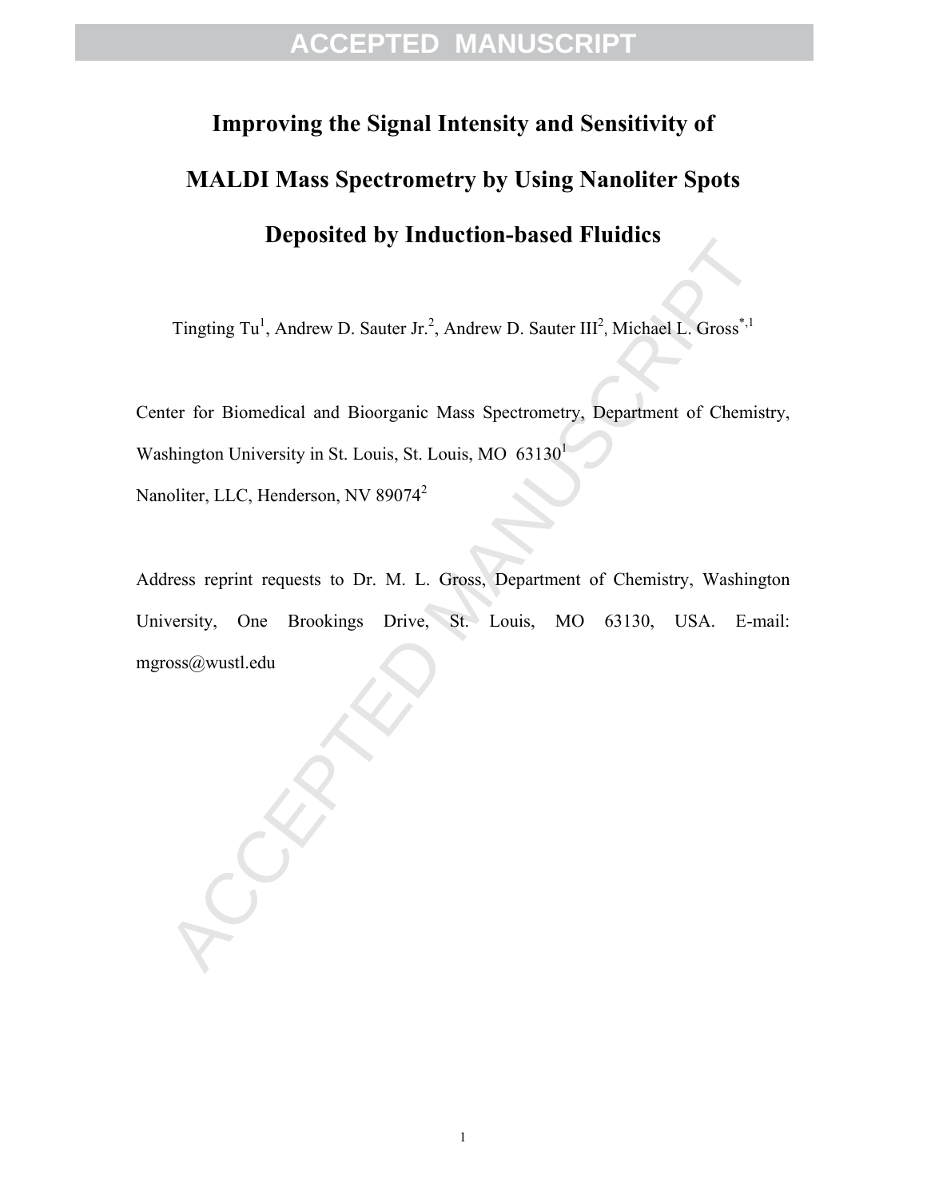# Improving the Signal Intensity and Sensitivity of MALDI Mass Spectrometry by Using Nanoliter Spots Deposited by Induction-based Fluidics

Tingting Tu[1], Andrew D. Sauter Jr.[2], Andrew D. Sauter III[2], Michael L. Gross[*,1]

Center for Biomedical and Bioorganic Mass Spectrometry, Department of Chemistry, Washington University in St. Louis, St. Louis, MO 63130[1]

Nanoliter, LLC, Henderson, NV 89074[2]

Address reprint requests to Dr. M. L. Gross, Department of Chemistry, Washington University, One Brookings Drive, St. Louis, MO 63130, USA. E-mail: mgross@wustl.edu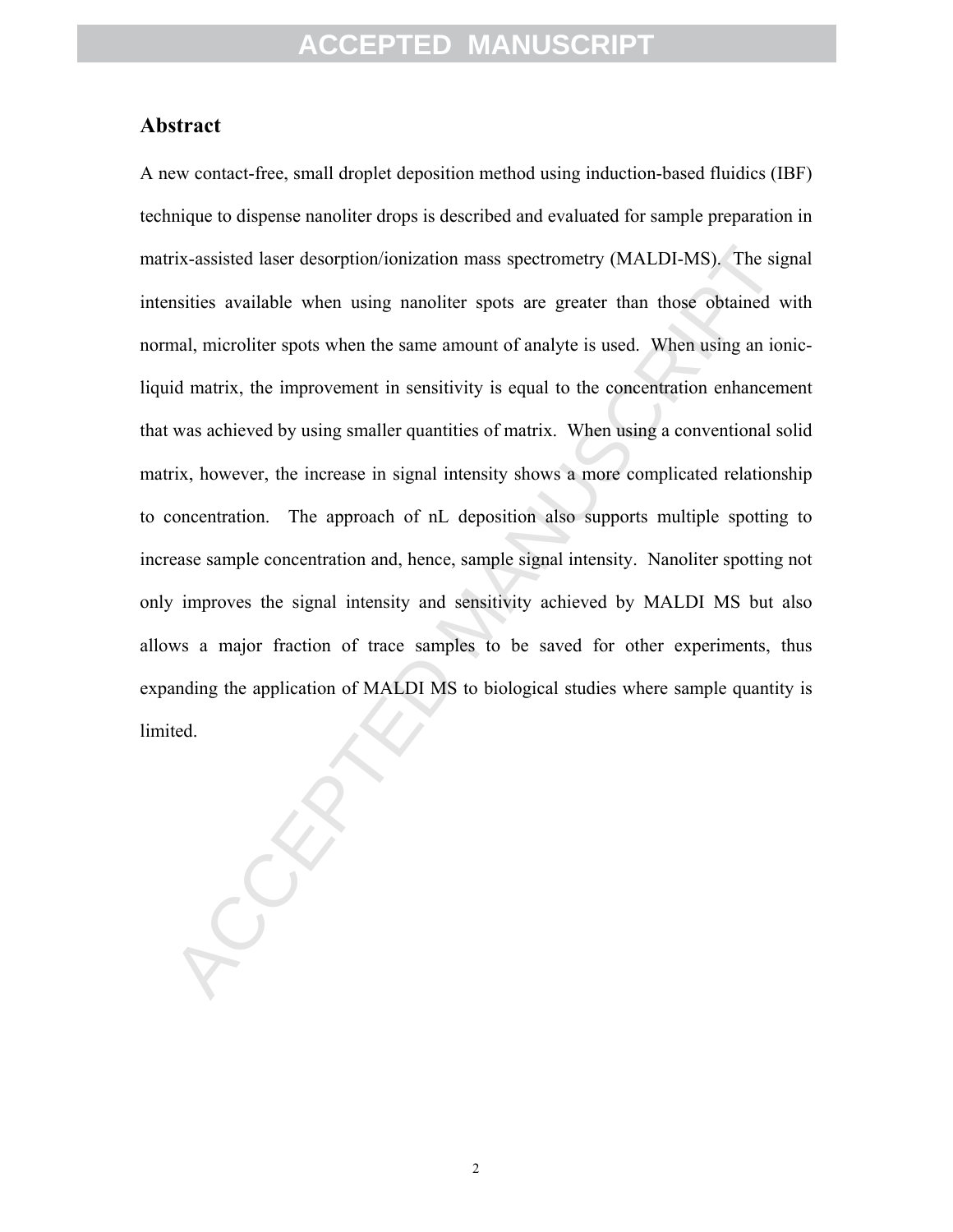## Abstract

A new contact-free, small droplet deposition method using induction-based fluidics (IBF) technique to dispense nanoliter drops is described and evaluated for sample preparation in matrix-assisted laser desorption/ionization mass spectrometry (MALDI-MS). The signal intensities available when using nanoliter spots are greater than those obtained with normal, microliter spots when the same amount of analyte is used. When using an ionic-liquid matrix, the improvement in sensitivity is equal to the concentration enhancement that was achieved by using smaller quantities of matrix. When using a conventional solid matrix, however, the increase in signal intensity shows a more complicated relationship to concentration. The approach of nL deposition also supports multiple spotting to increase sample concentration and, hence, sample signal intensity. Nanoliter spotting not only improves the signal intensity and sensitivity achieved by MALDI MS but also allows a major fraction of trace samples to be saved for other experiments, thus expanding the application of MALDI MS to biological studies where sample quantity is limited.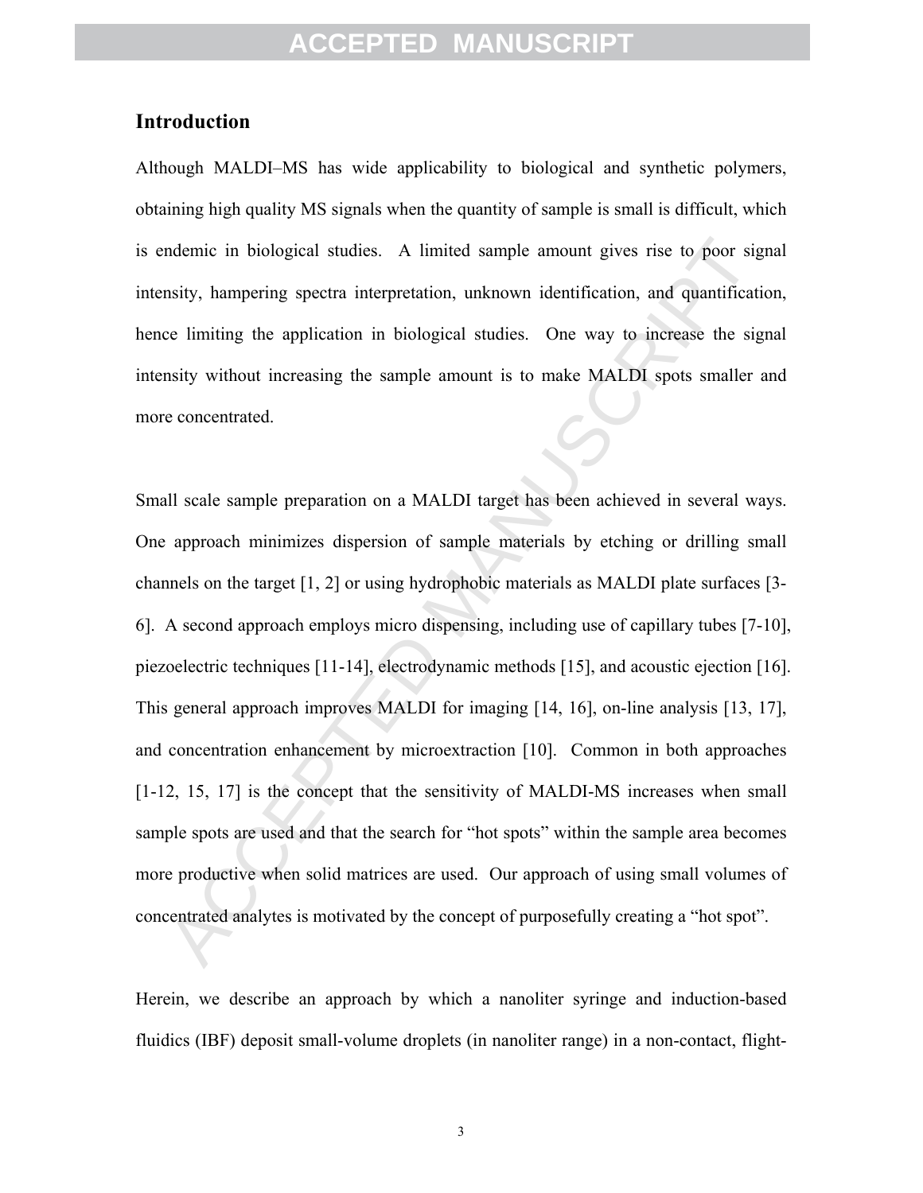## Introduction

Although MALDI–MS has wide applicability to biological and synthetic polymers, obtaining high quality MS signals when the quantity of sample is small is difficult, which is endemic in biological studies. A limited sample amount gives rise to poor signal intensity, hampering spectra interpretation, unknown identification, and quantification, hence limiting the application in biological studies. One way to increase the signal intensity without increasing the sample amount is to make MALDI spots smaller and more concentrated.

Small scale sample preparation on a MALDI target has been achieved in several ways. One approach minimizes dispersion of sample materials by etching or drilling small channels on the target [1, 2] or using hydrophobic materials as MALDI plate surfaces [3-6]. A second approach employs micro dispensing, including use of capillary tubes [7-10], piezoelectric techniques [11-14], electrodynamic methods [15], and acoustic ejection [16]. This general approach improves MALDI for imaging [14, 16], on-line analysis [13, 17], and concentration enhancement by microextraction [10]. Common in both approaches [1-12, 15, 17] is the concept that the sensitivity of MALDI-MS increases when small sample spots are used and that the search for "hot spots" within the sample area becomes more productive when solid matrices are used. Our approach of using small volumes of concentrated analytes is motivated by the concept of purposefully creating a "hot spot".

Herein, we describe an approach by which a nanoliter syringe and induction-based fluidics (IBF) deposit small-volume droplets (in nanoliter range) in a non-contact, flight-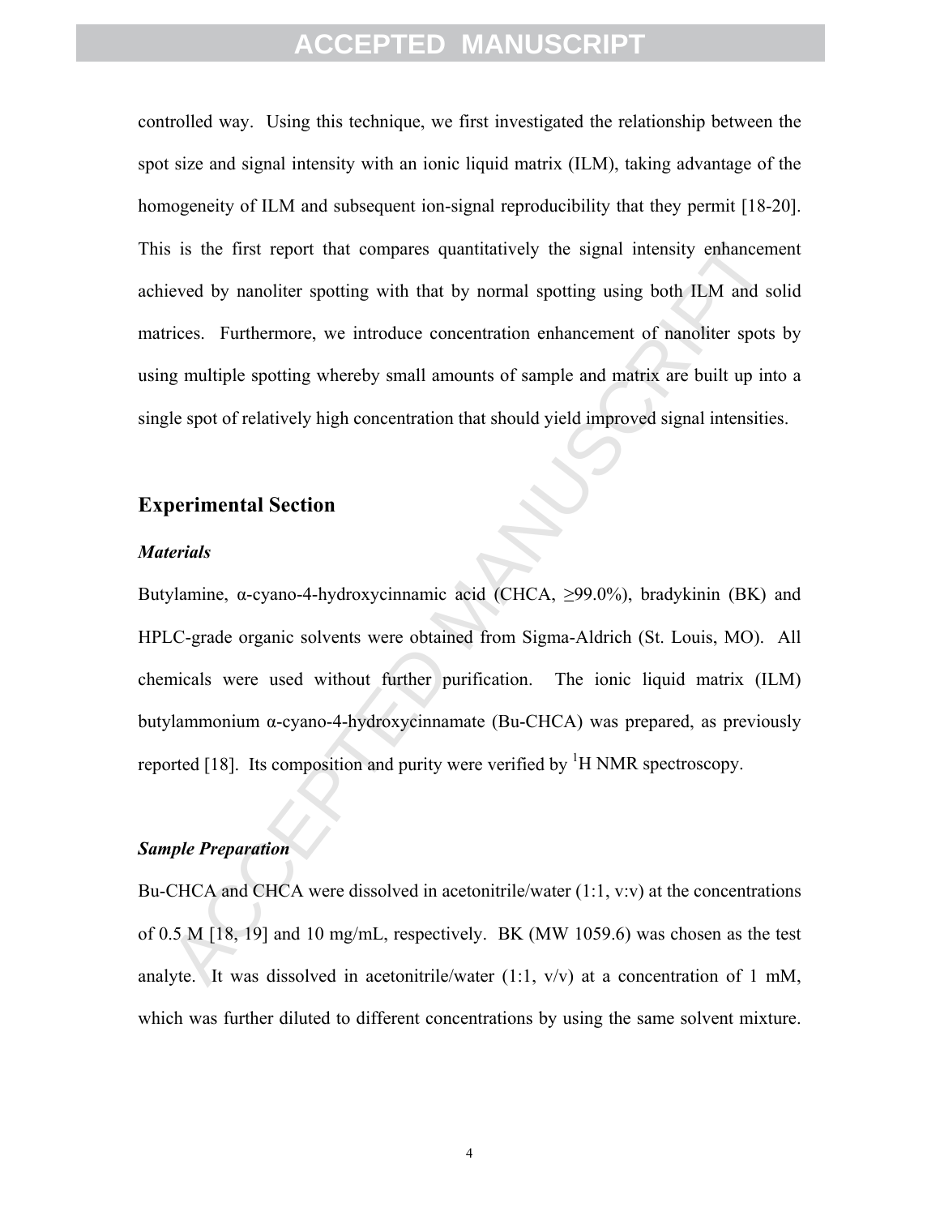controlled way. Using this technique, we first investigated the relationship between the spot size and signal intensity with an ionic liquid matrix (ILM), taking advantage of the homogeneity of ILM and subsequent ion-signal reproducibility that they permit [18-20]. This is the first report that compares quantitatively the signal intensity enhancement achieved by nanoliter spotting with that by normal spotting using both ILM and solid matrices. Furthermore, we introduce concentration enhancement of nanoliter spots by using multiple spotting whereby small amounts of sample and matrix are built up into a single spot of relatively high concentration that should yield improved signal intensities.

## Experimental Section

### *Materials*

Butylamine, α-cyano-4-hydroxycinnamic acid (CHCA, ≥99.0%), bradykinin (BK) and HPLC-grade organic solvents were obtained from Sigma-Aldrich (St. Louis, MO). All chemicals were used without further purification. The ionic liquid matrix (ILM) butylammonium α-cyano-4-hydroxycinnamate (Bu-CHCA) was prepared, as previously reported [18]. Its composition and purity were verified by $^{1}$H NMR spectroscopy.

### *Sample Preparation*

Bu-CHCA and CHCA were dissolved in acetonitrile/water (1:1, v:v) at the concentrations of 0.5 M [18, 19] and 10 mg/mL, respectively. BK (MW 1059.6) was chosen as the test analyte. It was dissolved in acetonitrile/water (1:1, v/v) at a concentration of 1 mM, which was further diluted to different concentrations by using the same solvent mixture.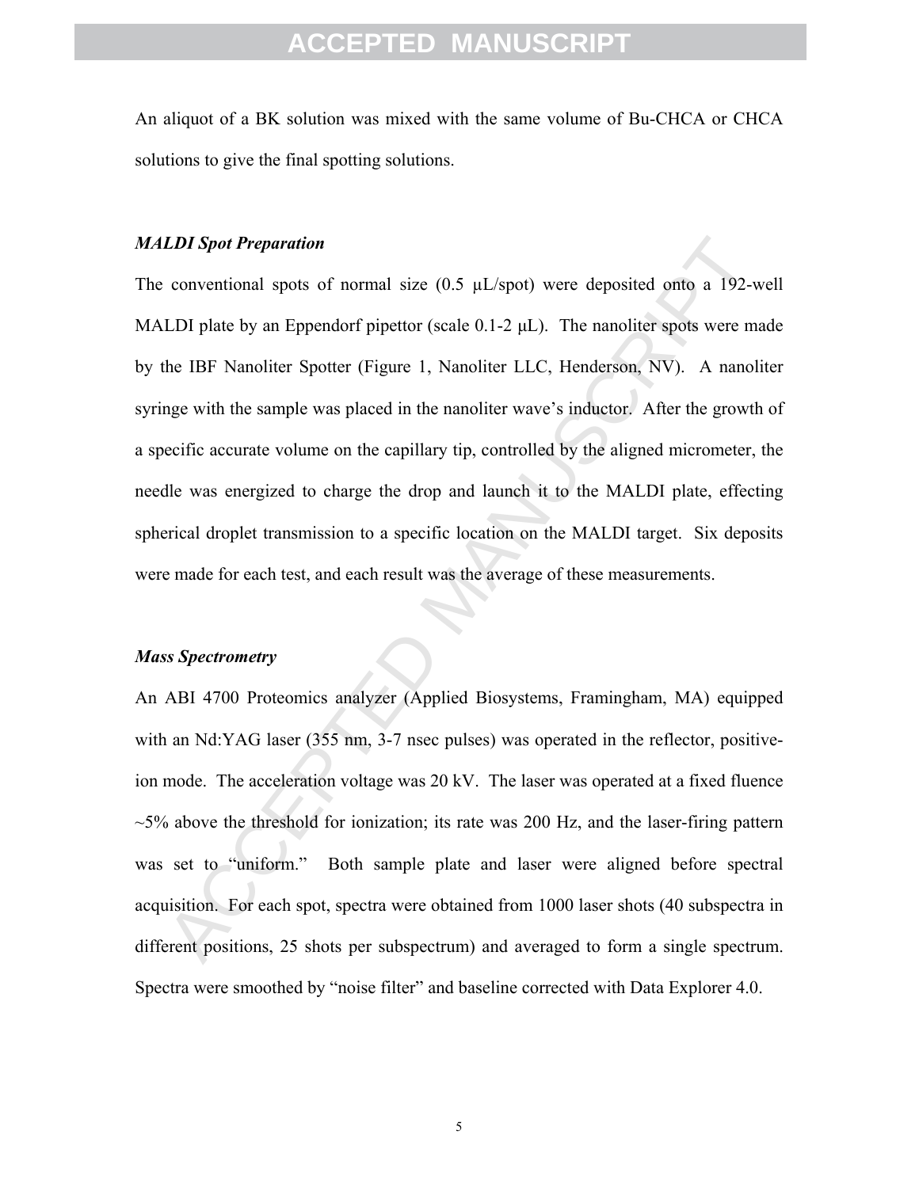An aliquot of a BK solution was mixed with the same volume of Bu-CHCA or CHCA solutions to give the final spotting solutions.

### *MALDI Spot Preparation*

The conventional spots of normal size (0.5 μL/spot) were deposited onto a 192-well MALDI plate by an Eppendorf pipettor (scale 0.1-2 μL). The nanoliter spots were made by the IBF Nanoliter Spotter (Figure 1, Nanoliter LLC, Henderson, NV). A nanoliter syringe with the sample was placed in the nanoliter wave's inductor. After the growth of a specific accurate volume on the capillary tip, controlled by the aligned micrometer, the needle was energized to charge the drop and launch it to the MALDI plate, effecting spherical droplet transmission to a specific location on the MALDI target. Six deposits were made for each test, and each result was the average of these measurements.

### *Mass Spectrometry*

An ABI 4700 Proteomics analyzer (Applied Biosystems, Framingham, MA) equipped with an Nd:YAG laser (355 nm, 3-7 nsec pulses) was operated in the reflector, positive-ion mode. The acceleration voltage was 20 kV. The laser was operated at a fixed fluence ~5% above the threshold for ionization; its rate was 200 Hz, and the laser-firing pattern was set to "uniform." Both sample plate and laser were aligned before spectral acquisition. For each spot, spectra were obtained from 1000 laser shots (40 subspectra in different positions, 25 shots per subspectrum) and averaged to form a single spectrum. Spectra were smoothed by "noise filter" and baseline corrected with Data Explorer 4.0.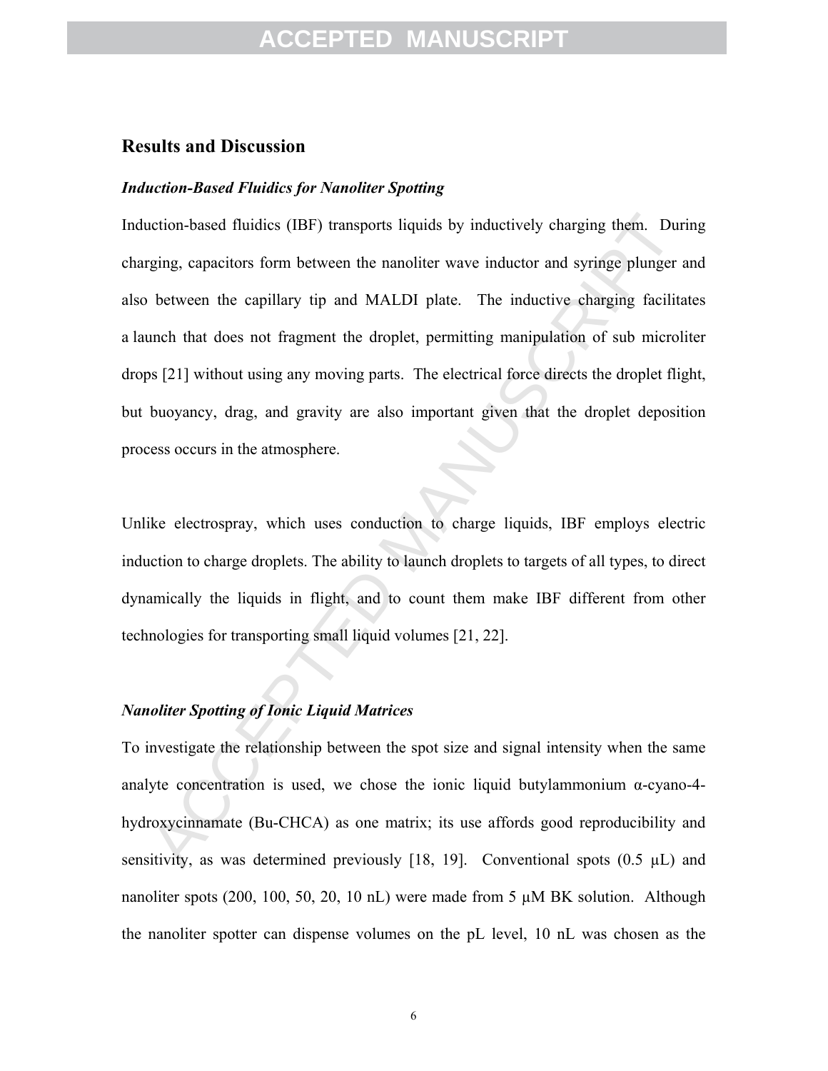## Results and Discussion

### *Induction-Based Fluidics for Nanoliter Spotting*

Induction-based fluidics (IBF) transports liquids by inductively charging them. During charging, capacitors form between the nanoliter wave inductor and syringe plunger and also between the capillary tip and MALDI plate. The inductive charging facilitates a launch that does not fragment the droplet, permitting manipulation of sub microliter drops [21] without using any moving parts. The electrical force directs the droplet flight, but buoyancy, drag, and gravity are also important given that the droplet deposition process occurs in the atmosphere.

Unlike electrospray, which uses conduction to charge liquids, IBF employs electric induction to charge droplets. The ability to launch droplets to targets of all types, to direct dynamically the liquids in flight, and to count them make IBF different from other technologies for transporting small liquid volumes [21, 22].

### *Nanoliter Spotting of Ionic Liquid Matrices*

To investigate the relationship between the spot size and signal intensity when the same analyte concentration is used, we chose the ionic liquid butylammonium α-cyano-4-hydroxycinnamate (Bu-CHCA) as one matrix; its use affords good reproducibility and sensitivity, as was determined previously [18, 19]. Conventional spots (0.5 μL) and nanoliter spots (200, 100, 50, 20, 10 nL) were made from 5 μM BK solution. Although the nanoliter spotter can dispense volumes on the pL level, 10 nL was chosen as the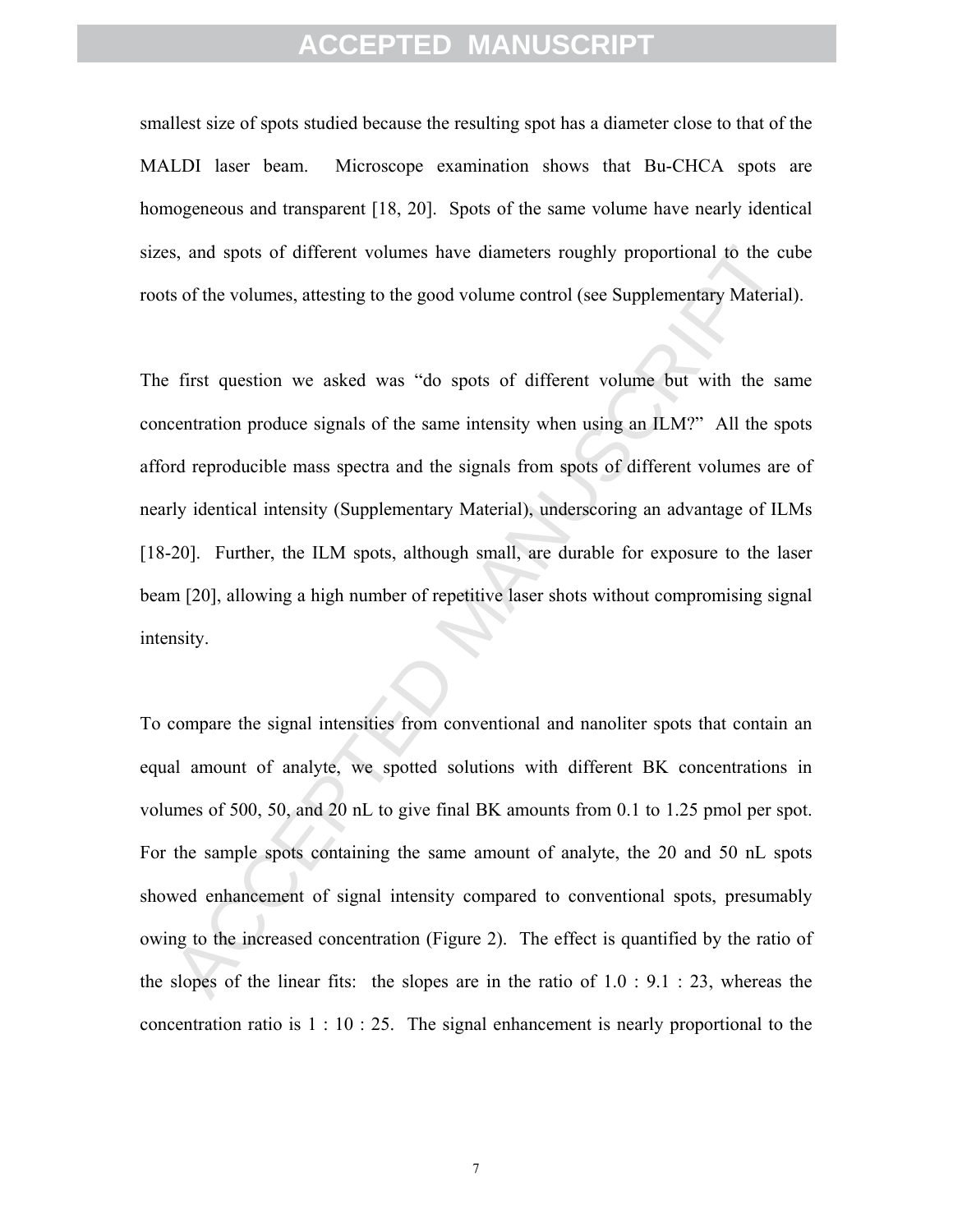smallest size of spots studied because the resulting spot has a diameter close to that of the MALDI laser beam. Microscope examination shows that Bu-CHCA spots are homogeneous and transparent [18, 20]. Spots of the same volume have nearly identical sizes, and spots of different volumes have diameters roughly proportional to the cube roots of the volumes, attesting to the good volume control (see Supplementary Material).

The first question we asked was "do spots of different volume but with the same concentration produce signals of the same intensity when using an ILM?" All the spots afford reproducible mass spectra and the signals from spots of different volumes are of nearly identical intensity (Supplementary Material), underscoring an advantage of ILMs [18-20]. Further, the ILM spots, although small, are durable for exposure to the laser beam [20], allowing a high number of repetitive laser shots without compromising signal intensity.

To compare the signal intensities from conventional and nanoliter spots that contain an equal amount of analyte, we spotted solutions with different BK concentrations in volumes of 500, 50, and 20 nL to give final BK amounts from 0.1 to 1.25 pmol per spot. For the sample spots containing the same amount of analyte, the 20 and 50 nL spots showed enhancement of signal intensity compared to conventional spots, presumably owing to the increased concentration (Figure 2). The effect is quantified by the ratio of the slopes of the linear fits: the slopes are in the ratio of 1.0 : 9.1 : 23, whereas the concentration ratio is 1 : 10 : 25. The signal enhancement is nearly proportional to the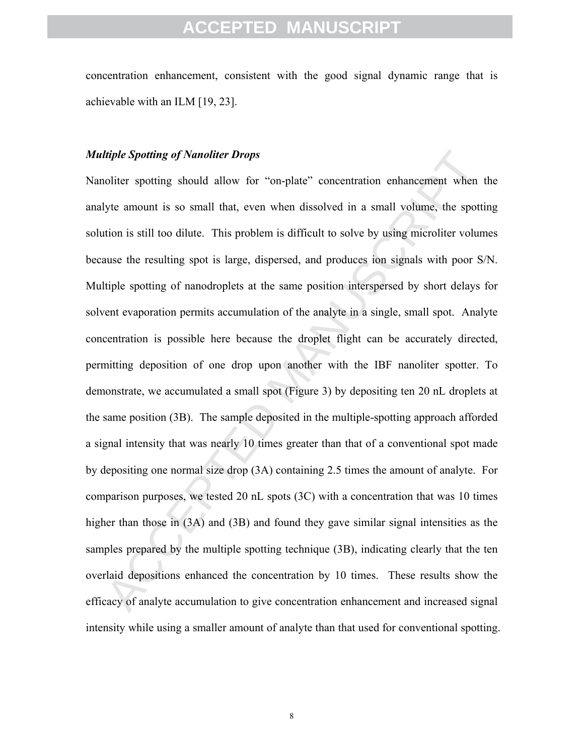concentration enhancement, consistent with the good signal dynamic range that is achievable with an ILM [19, 23].

***Multiple Spotting of Nanoliter Drops***

Nanoliter spotting should allow for "on-plate" concentration enhancement when the analyte amount is so small that, even when dissolved in a small volume, the spotting solution is still too dilute. This problem is difficult to solve by using microliter volumes because the resulting spot is large, dispersed, and produces ion signals with poor S/N. Multiple spotting of nanodroplets at the same position interspersed by short delays for solvent evaporation permits accumulation of the analyte in a single, small spot. Analyte concentration is possible here because the droplet flight can be accurately directed, permitting deposition of one drop upon another with the IBF nanoliter spotter. To demonstrate, we accumulated a small spot (Figure 3) by depositing ten 20 nL droplets at the same position (3B). The sample deposited in the multiple-spotting approach afforded a signal intensity that was nearly 10 times greater than that of a conventional spot made by depositing one normal size drop (3A) containing 2.5 times the amount of analyte. For comparison purposes, we tested 20 nL spots (3C) with a concentration that was 10 times higher than those in (3A) and (3B) and found they gave similar signal intensities as the samples prepared by the multiple spotting technique (3B), indicating clearly that the ten overlaid depositions enhanced the concentration by 10 times. These results show the efficacy of analyte accumulation to give concentration enhancement and increased signal intensity while using a smaller amount of analyte than that used for conventional spotting.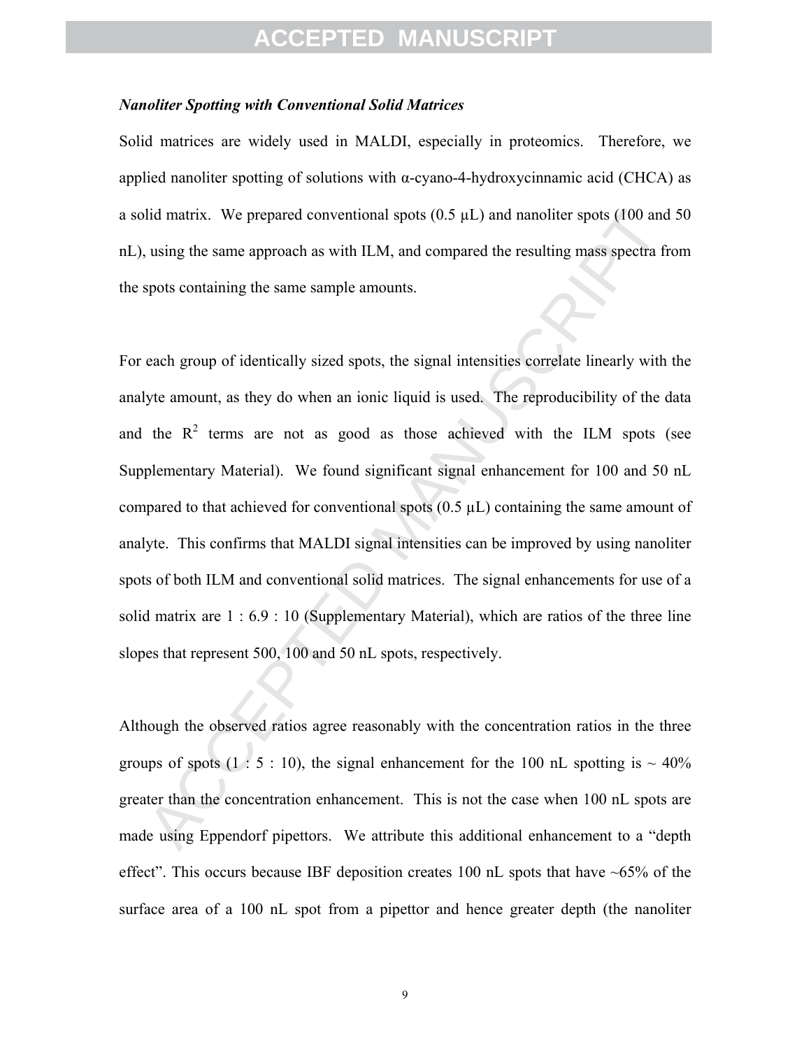***Nanoliter Spotting with Conventional Solid Matrices***

Solid matrices are widely used in MALDI, especially in proteomics. Therefore, we applied nanoliter spotting of solutions with α-cyano-4-hydroxycinnamic acid (CHCA) as a solid matrix. We prepared conventional spots (0.5 μL) and nanoliter spots (100 and 50 nL), using the same approach as with ILM, and compared the resulting mass spectra from the spots containing the same sample amounts.

For each group of identically sized spots, the signal intensities correlate linearly with the analyte amount, as they do when an ionic liquid is used. The reproducibility of the data and the $R^2$ terms are not as good as those achieved with the ILM spots (see Supplementary Material). We found significant signal enhancement for 100 and 50 nL compared to that achieved for conventional spots (0.5 μL) containing the same amount of analyte. This confirms that MALDI signal intensities can be improved by using nanoliter spots of both ILM and conventional solid matrices. The signal enhancements for use of a solid matrix are 1 : 6.9 : 10 (Supplementary Material), which are ratios of the three line slopes that represent 500, 100 and 50 nL spots, respectively.

Although the observed ratios agree reasonably with the concentration ratios in the three groups of spots (1 : 5 : 10), the signal enhancement for the 100 nL spotting is ~ 40% greater than the concentration enhancement. This is not the case when 100 nL spots are made using Eppendorf pipettors. We attribute this additional enhancement to a "depth effect". This occurs because IBF deposition creates 100 nL spots that have ~65% of the surface area of a 100 nL spot from a pipettor and hence greater depth (the nanoliter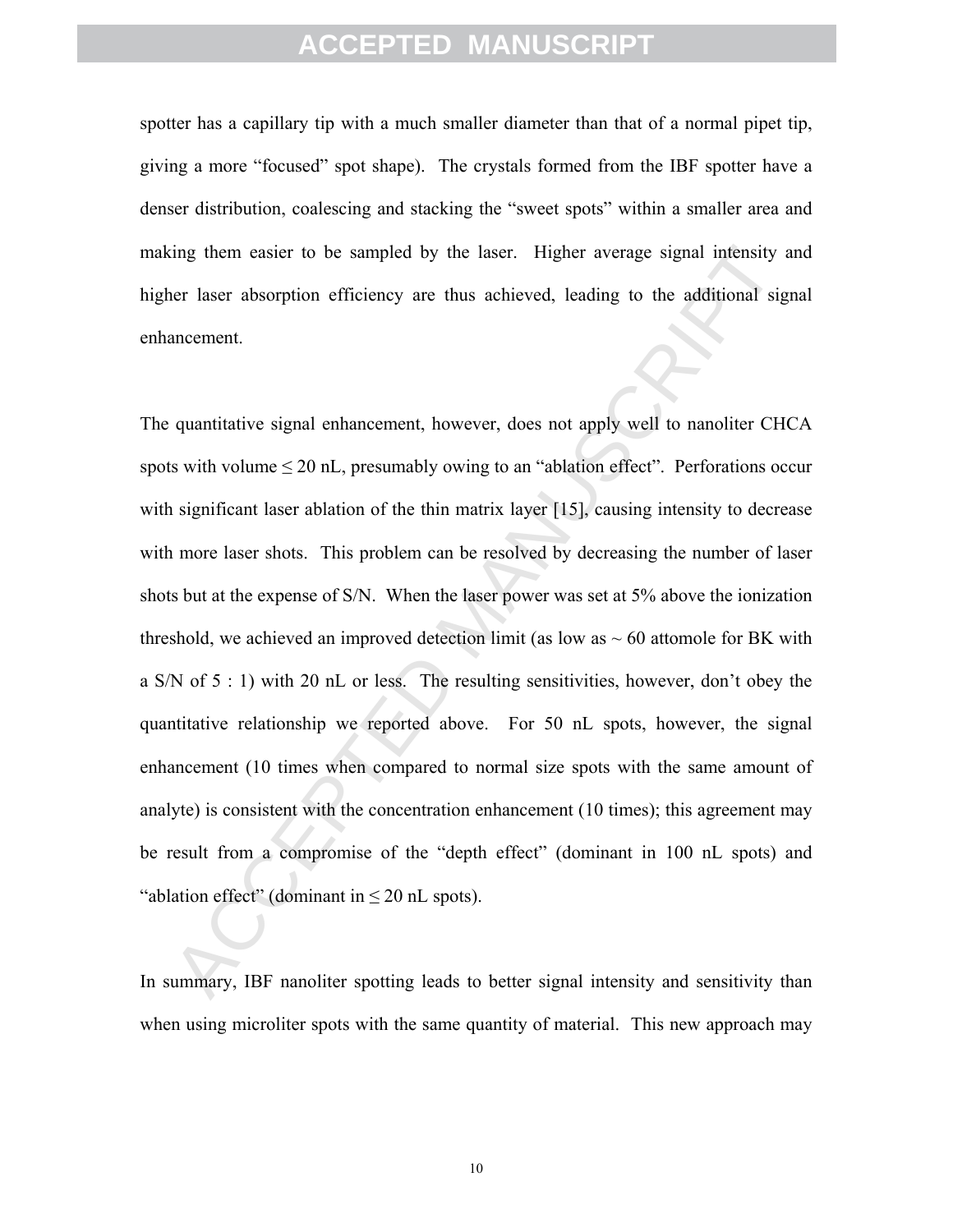spotter has a capillary tip with a much smaller diameter than that of a normal pipet tip, giving a more "focused" spot shape). The crystals formed from the IBF spotter have a denser distribution, coalescing and stacking the "sweet spots" within a smaller area and making them easier to be sampled by the laser. Higher average signal intensity and higher laser absorption efficiency are thus achieved, leading to the additional signal enhancement.

The quantitative signal enhancement, however, does not apply well to nanoliter CHCA spots with volume ≤ 20 nL, presumably owing to an "ablation effect". Perforations occur with significant laser ablation of the thin matrix layer [15], causing intensity to decrease with more laser shots. This problem can be resolved by decreasing the number of laser shots but at the expense of S/N. When the laser power was set at 5% above the ionization threshold, we achieved an improved detection limit (as low as ~ 60 attomole for BK with a S/N of 5 : 1) with 20 nL or less. The resulting sensitivities, however, don't obey the quantitative relationship we reported above. For 50 nL spots, however, the signal enhancement (10 times when compared to normal size spots with the same amount of analyte) is consistent with the concentration enhancement (10 times); this agreement may be result from a compromise of the "depth effect" (dominant in 100 nL spots) and "ablation effect" (dominant in ≤ 20 nL spots).

In summary, IBF nanoliter spotting leads to better signal intensity and sensitivity than when using microliter spots with the same quantity of material. This new approach may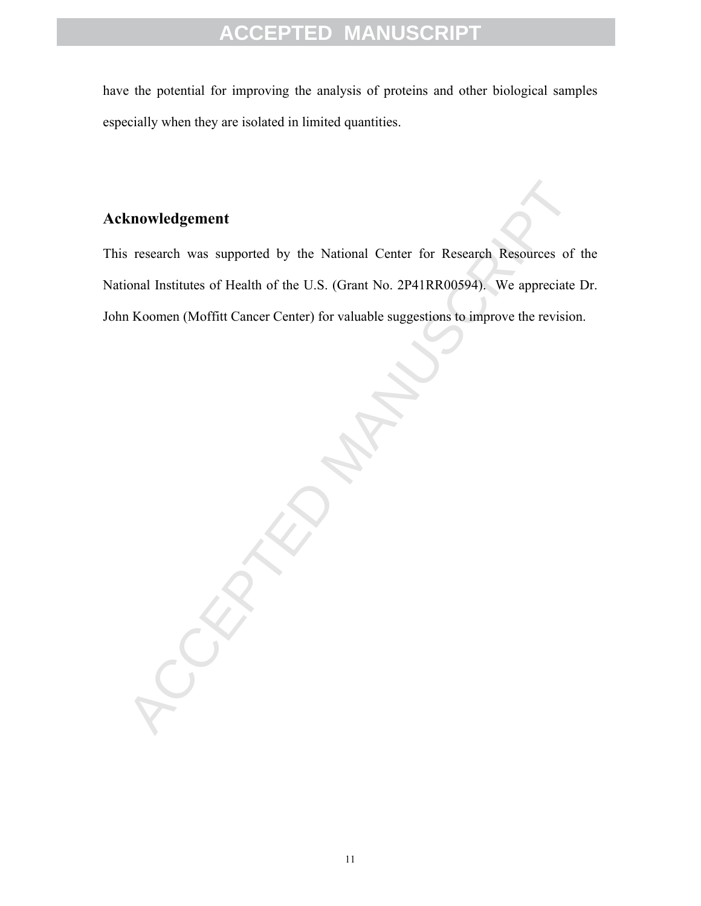have the potential for improving the analysis of proteins and other biological samples especially when they are isolated in limited quantities.

## Acknowledgement

This research was supported by the National Center for Research Resources of the National Institutes of Health of the U.S. (Grant No. 2P41RR00594). We appreciate Dr. John Koomen (Moffitt Cancer Center) for valuable suggestions to improve the revision.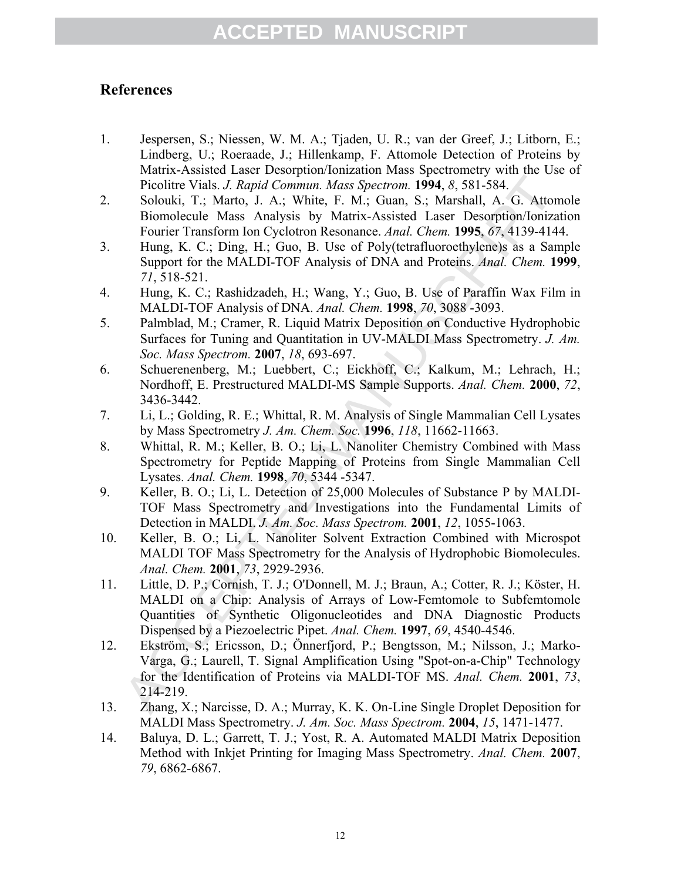## References

1. Jespersen, S.; Niessen, W. M. A.; Tjaden, U. R.; van der Greef, J.; Litborn, E.; Lindberg, U.; Roeraade, J.; Hillenkamp, F. Attomole Detection of Proteins by Matrix-Assisted Laser Desorption/Ionization Mass Spectrometry with the Use of Picolitre Vials. *J. Rapid Commun. Mass Spectrom.* **1994**, *8*, 581-584.
2. Solouki, T.; Marto, J. A.; White, F. M.; Guan, S.; Marshall, A. G. Attomole Biomolecule Mass Analysis by Matrix-Assisted Laser Desorption/Ionization Fourier Transform Ion Cyclotron Resonance. *Anal. Chem.* **1995**, *67*, 4139-4144.
3. Hung, K. C.; Ding, H.; Guo, B. Use of Poly(tetrafluoroethylene)s as a Sample Support for the MALDI-TOF Analysis of DNA and Proteins. *Anal. Chem.* **1999**, *71*, 518-521.
4. Hung, K. C.; Rashidzadeh, H.; Wang, Y.; Guo, B. Use of Paraffin Wax Film in MALDI-TOF Analysis of DNA. *Anal. Chem.* **1998**, *70*, 3088 -3093.
5. Palmblad, M.; Cramer, R. Liquid Matrix Deposition on Conductive Hydrophobic Surfaces for Tuning and Quantitation in UV-MALDI Mass Spectrometry. *J. Am. Soc. Mass Spectrom.* **2007**, *18*, 693-697.
6. Schuerenenberg, M.; Luebbert, C.; Eickhoff, C.; Kalkum, M.; Lehrach, H.; Nordhoff, E. Prestructured MALDI-MS Sample Supports. *Anal. Chem.* **2000**, *72*, 3436-3442.
7. Li, L.; Golding, R. E.; Whittal, R. M. Analysis of Single Mammalian Cell Lysates by Mass Spectrometry *J. Am. Chem. Soc.* **1996**, *118*, 11662-11663.
8. Whittal, R. M.; Keller, B. O.; Li, L. Nanoliter Chemistry Combined with Mass Spectrometry for Peptide Mapping of Proteins from Single Mammalian Cell Lysates. *Anal. Chem.* **1998**, *70*, 5344 -5347.
9. Keller, B. O.; Li, L. Detection of 25,000 Molecules of Substance P by MALDI-TOF Mass Spectrometry and Investigations into the Fundamental Limits of Detection in MALDI. *J. Am. Soc. Mass Spectrom.* **2001**, *12*, 1055-1063.
10. Keller, B. O.; Li, L. Nanoliter Solvent Extraction Combined with Microspot MALDI TOF Mass Spectrometry for the Analysis of Hydrophobic Biomolecules. *Anal. Chem.* **2001**, *73*, 2929-2936.
11. Little, D. P.; Cornish, T. J.; O'Donnell, M. J.; Braun, A.; Cotter, R. J.; Köster, H. MALDI on a Chip: Analysis of Arrays of Low-Femtomole to Subfemtomole Quantities of Synthetic Oligonucleotides and DNA Diagnostic Products Dispensed by a Piezoelectric Pipet. *Anal. Chem.* **1997**, *69*, 4540-4546.
12. Ekström, S.; Ericsson, D.; Önnerfjord, P.; Bengtsson, M.; Nilsson, J.; Marko-Varga, G.; Laurell, T. Signal Amplification Using "Spot-on-a-Chip" Technology for the Identification of Proteins via MALDI-TOF MS. *Anal. Chem.* **2001**, *73*, 214-219.
13. Zhang, X.; Narcisse, D. A.; Murray, K. K. On-Line Single Droplet Deposition for MALDI Mass Spectrometry. *J. Am. Soc. Mass Spectrom.* **2004**, *15*, 1471-1477.
14. Baluya, D. L.; Garrett, T. J.; Yost, R. A. Automated MALDI Matrix Deposition Method with Inkjet Printing for Imaging Mass Spectrometry. *Anal. Chem.* **2007**, *79*, 6862-6867.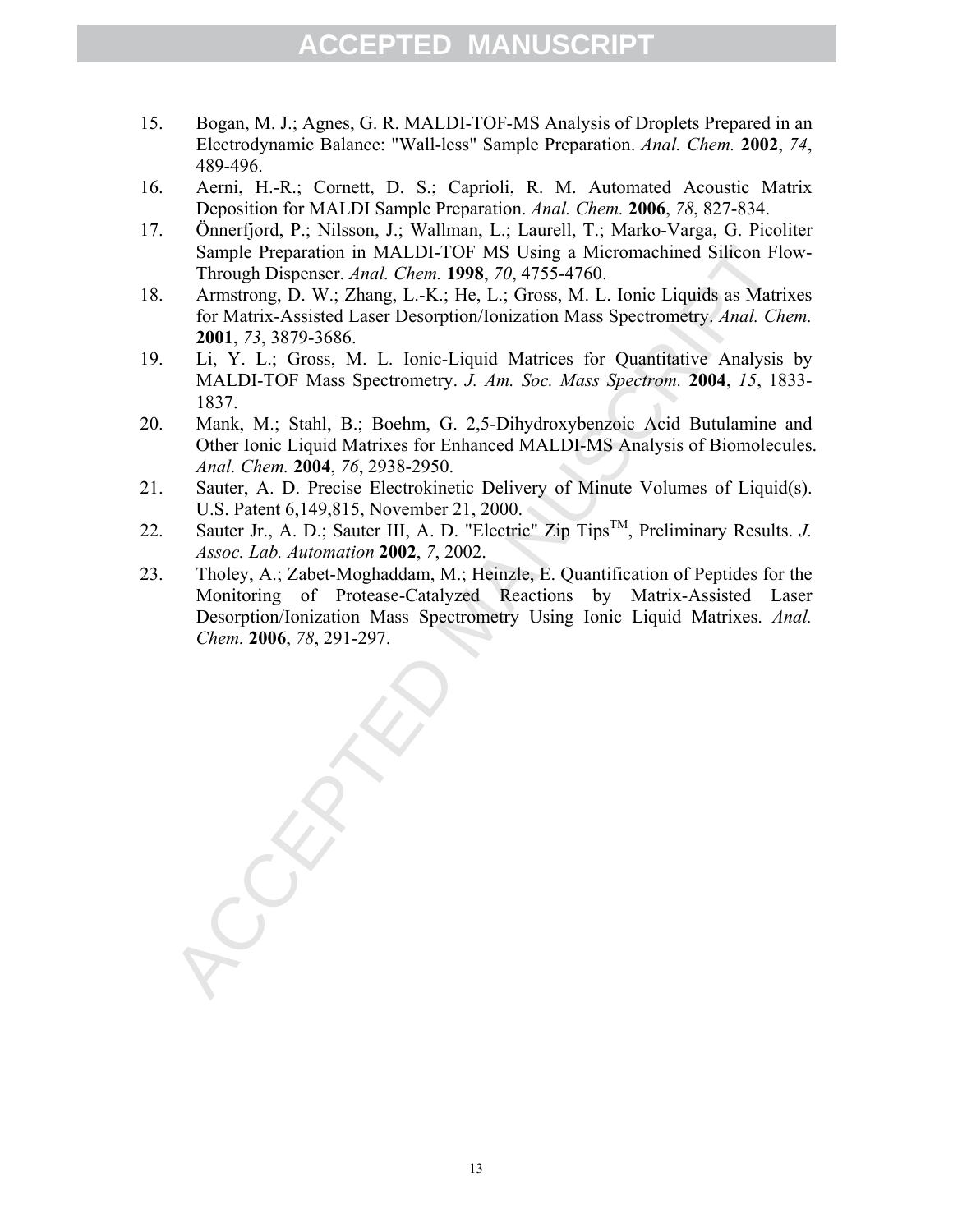15. Bogan, M. J.; Agnes, G. R. MALDI-TOF-MS Analysis of Droplets Prepared in an Electrodynamic Balance: "Wall-less" Sample Preparation. *Anal. Chem.* **2002**, *74*, 489-496.
16. Aerni, H.-R.; Cornett, D. S.; Caprioli, R. M. Automated Acoustic Matrix Deposition for MALDI Sample Preparation. *Anal. Chem.* **2006**, *78*, 827-834.
17. Önnerfjord, P.; Nilsson, J.; Wallman, L.; Laurell, T.; Marko-Varga, G. Picoliter Sample Preparation in MALDI-TOF MS Using a Micromachined Silicon Flow-Through Dispenser. *Anal. Chem.* **1998**, *70*, 4755-4760.
18. Armstrong, D. W.; Zhang, L.-K.; He, L.; Gross, M. L. Ionic Liquids as Matrixes for Matrix-Assisted Laser Desorption/Ionization Mass Spectrometry. *Anal. Chem.* **2001**, *73*, 3879-3686.
19. Li, Y. L.; Gross, M. L. Ionic-Liquid Matrices for Quantitative Analysis by MALDI-TOF Mass Spectrometry. *J. Am. Soc. Mass Spectrom.* **2004**, *15*, 1833-1837.
20. Mank, M.; Stahl, B.; Boehm, G. 2,5-Dihydroxybenzoic Acid Butulamine and Other Ionic Liquid Matrixes for Enhanced MALDI-MS Analysis of Biomolecules. *Anal. Chem.* **2004**, *76*, 2938-2950.
21. Sauter, A. D. Precise Electrokinetic Delivery of Minute Volumes of Liquid(s). U.S. Patent 6,149,815, November 21, 2000.
22. Sauter Jr., A. D.; Sauter III, A. D. "Electric" Zip Tips$^{TM}$, Preliminary Results. *J. Assoc. Lab. Automation* **2002**, *7*, 2002.
23. Tholey, A.; Zabet-Moghaddam, M.; Heinzle, E. Quantification of Peptides for the Monitoring of Protease-Catalyzed Reactions by Matrix-Assisted Laser Desorption/Ionization Mass Spectrometry Using Ionic Liquid Matrixes. *Anal. Chem.* **2006**, *78*, 291-297.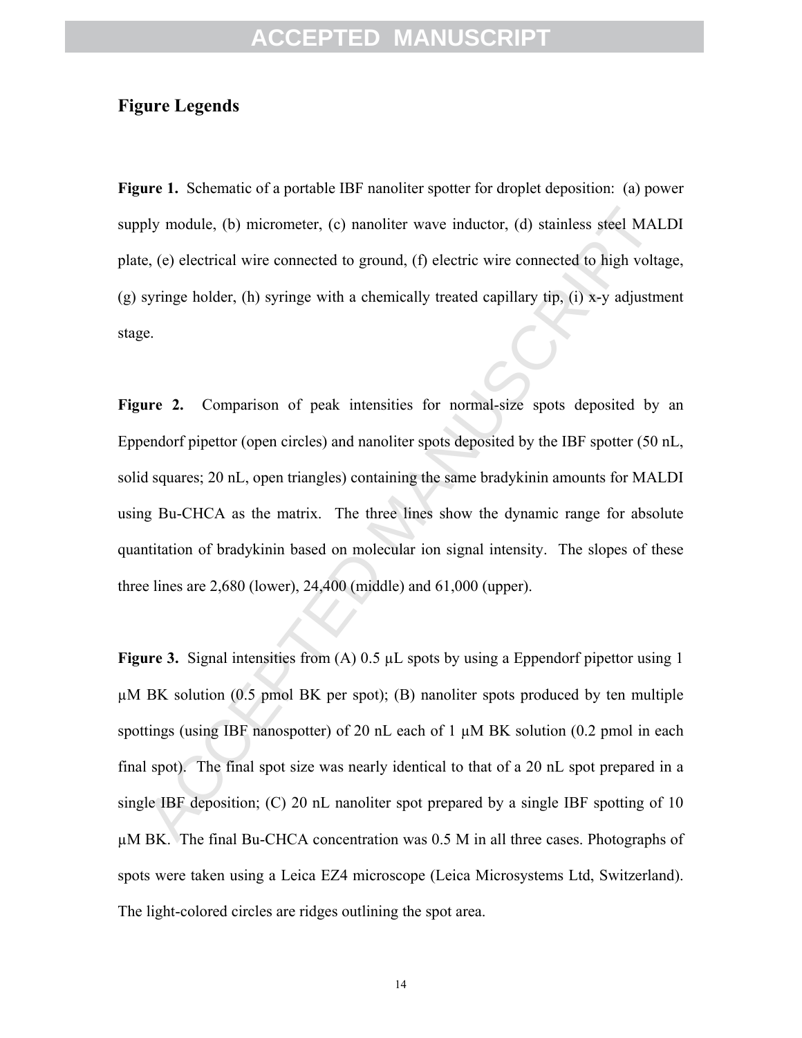## Figure Legends

**Figure 1.** Schematic of a portable IBF nanoliter spotter for droplet deposition: (a) power supply module, (b) micrometer, (c) nanoliter wave inductor, (d) stainless steel MALDI plate, (e) electrical wire connected to ground, (f) electric wire connected to high voltage, (g) syringe holder, (h) syringe with a chemically treated capillary tip, (i) x-y adjustment stage.

**Figure 2.** Comparison of peak intensities for normal-size spots deposited by an Eppendorf pipettor (open circles) and nanoliter spots deposited by the IBF spotter (50 nL, solid squares; 20 nL, open triangles) containing the same bradykinin amounts for MALDI using Bu-CHCA as the matrix. The three lines show the dynamic range for absolute quantitation of bradykinin based on molecular ion signal intensity. The slopes of these three lines are 2,680 (lower), 24,400 (middle) and 61,000 (upper).

**Figure 3.** Signal intensities from (A) 0.5 µL spots by using a Eppendorf pipettor using 1 µM BK solution (0.5 pmol BK per spot); (B) nanoliter spots produced by ten multiple spottings (using IBF nanospotter) of 20 nL each of 1 µM BK solution (0.2 pmol in each final spot). The final spot size was nearly identical to that of a 20 nL spot prepared in a single IBF deposition; (C) 20 nL nanoliter spot prepared by a single IBF spotting of 10 µM BK. The final Bu-CHCA concentration was 0.5 M in all three cases. Photographs of spots were taken using a Leica EZ4 microscope (Leica Microsystems Ltd, Switzerland). The light-colored circles are ridges outlining the spot area.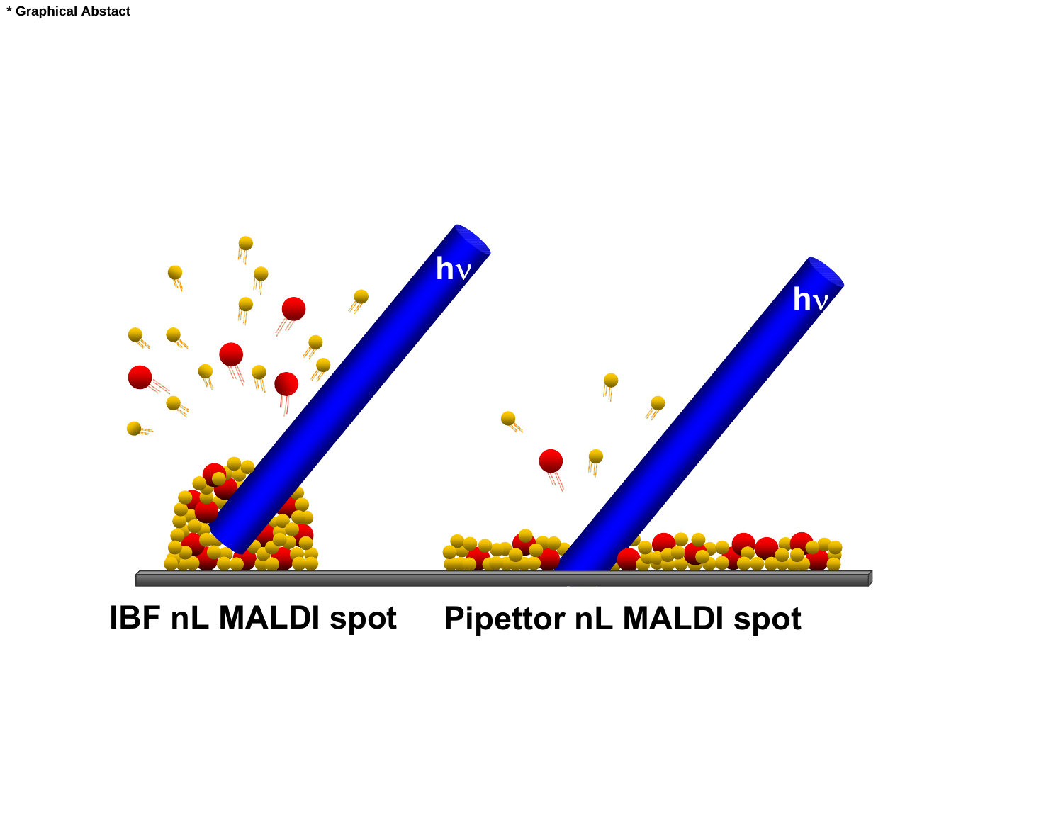* Graphical Abstact

IBF nL MALDI spot

Pipettor nL MALDI spot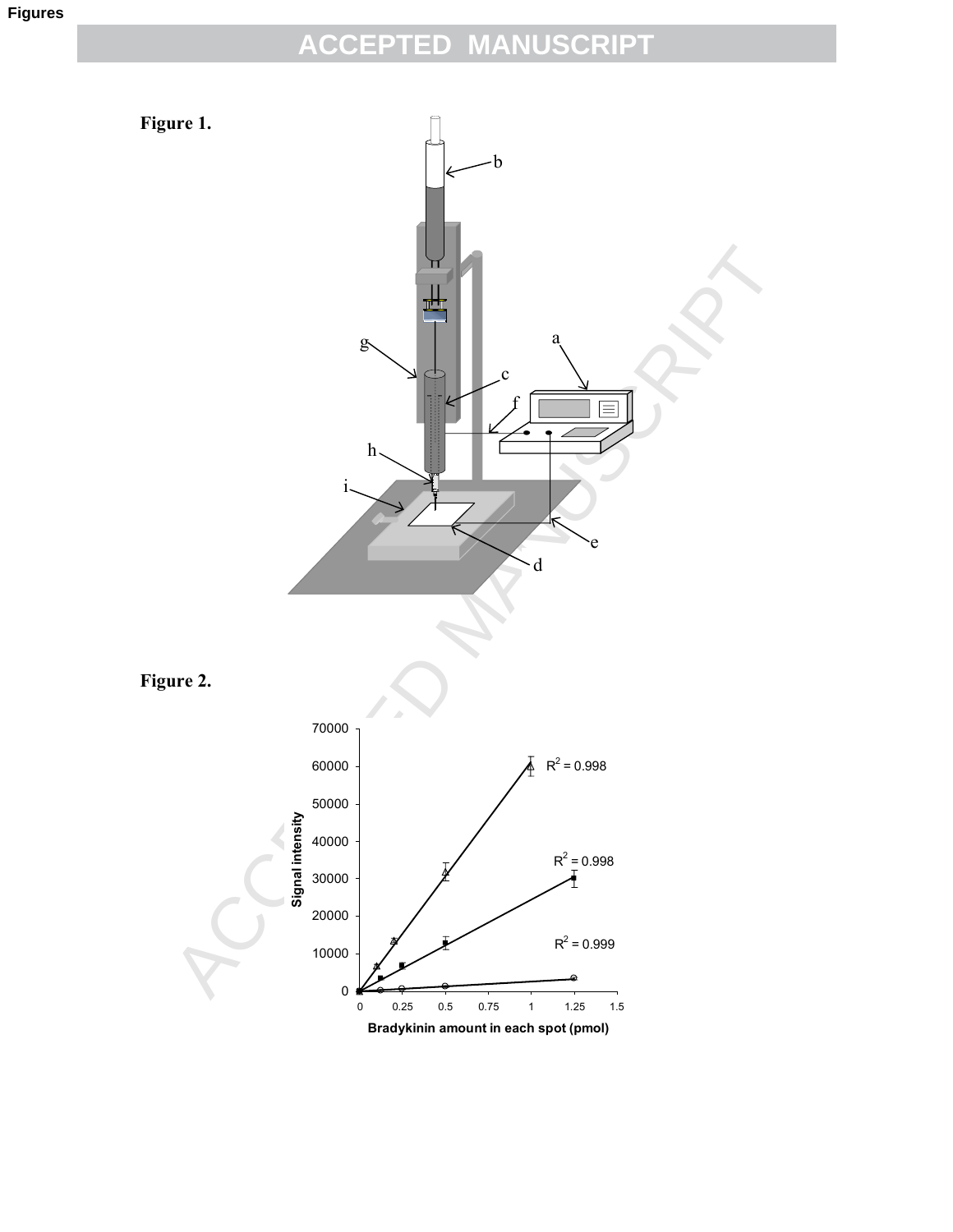Figures

**Figure 1.**

**Figure 2.**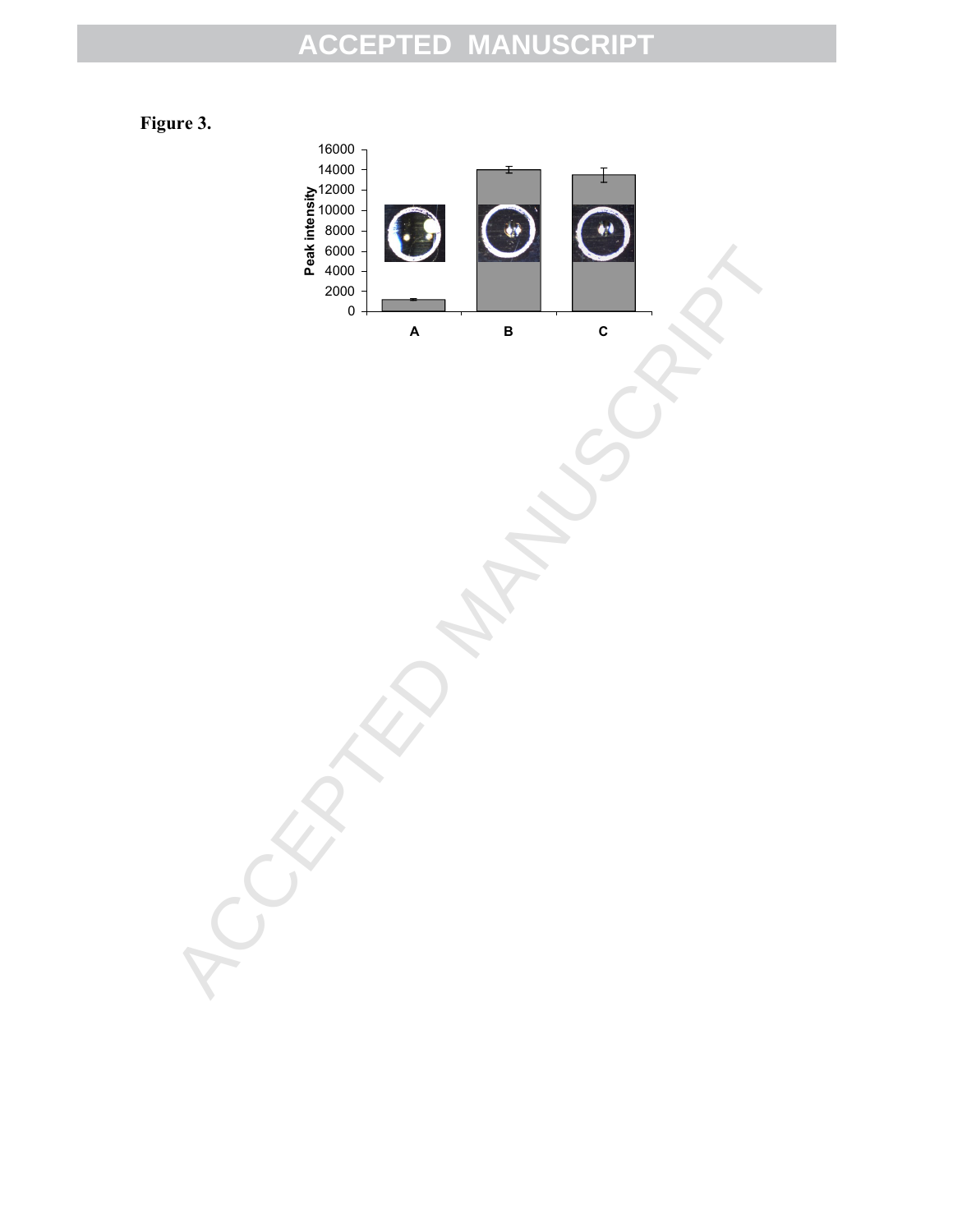**Figure 3.**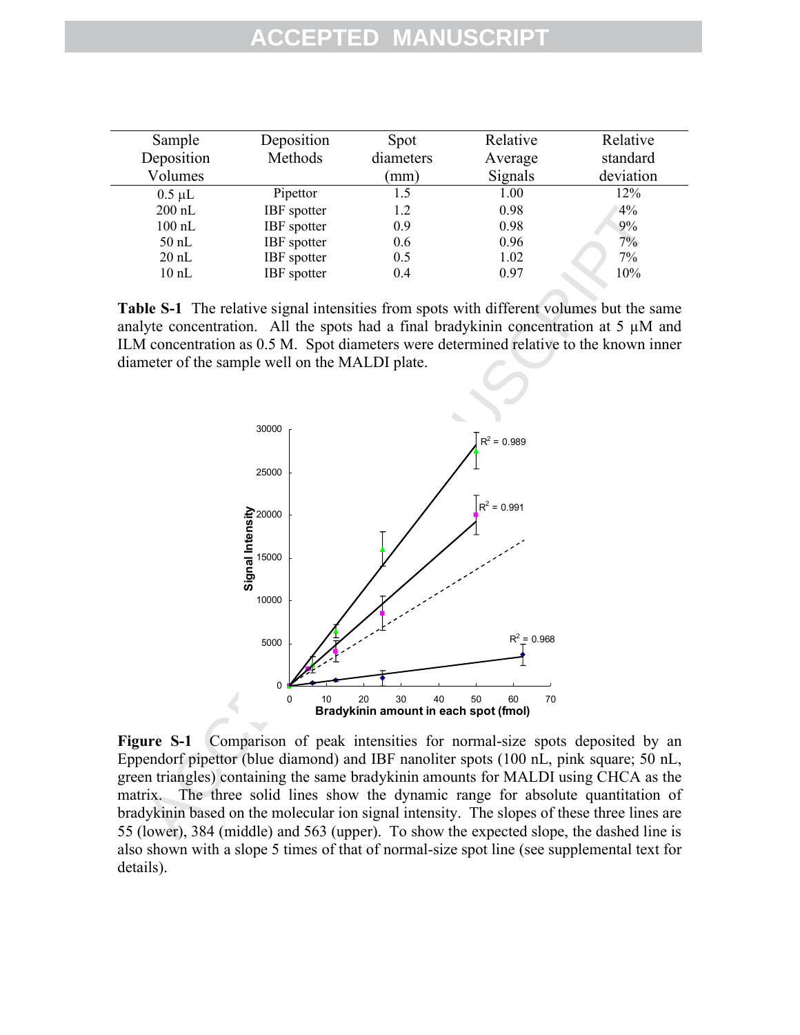| Sample Deposition Volumes | Deposition Methods | Spot diameters (mm) | Relative Average Signals | Relative standard deviation |
|---|---|---|---|---|
| 0.5 μL | Pipettor | 1.5 | 1.00 | 12% |
| 200 nL | IBF spotter | 1.2 | 0.98 | 4% |
| 100 nL | IBF spotter | 0.9 | 0.98 | 9% |
| 50 nL | IBF spotter | 0.6 | 0.96 | 7% |
| 20 nL | IBF spotter | 0.5 | 1.02 | 7% |
| 10 nL | IBF spotter | 0.4 | 0.97 | 10% |

**Table S-1** The relative signal intensities from spots with different volumes but the same analyte concentration. All the spots had a final bradykinin concentration at 5 μM and ILM concentration as 0.5 M. Spot diameters were determined relative to the known inner diameter of the sample well on the MALDI plate.

Signal Intensity

30000
25000
20000
15000
10000
5000
0

0 10 20 30 40 50 60 70

Bradykinin amount in each spot (fmol)

$R^2$ = 0.989

$R^2$ = 0.991

$R^2$ = 0.968

**Figure S-1** Comparison of peak intensities for normal-size spots deposited by an Eppendorf pipettor (blue diamond) and IBF nanoliter spots (100 nL, pink square; 50 nL, green triangles) containing the same bradykinin amounts for MALDI using CHCA as the matrix. The three solid lines show the dynamic range for absolute quantitation of bradykinin based on the molecular ion signal intensity. The slopes of these three lines are 55 (lower), 384 (middle) and 563 (upper). To show the expected slope, the dashed line is also shown with a slope 5 times of that of normal-size spot line (see supplemental text for details).